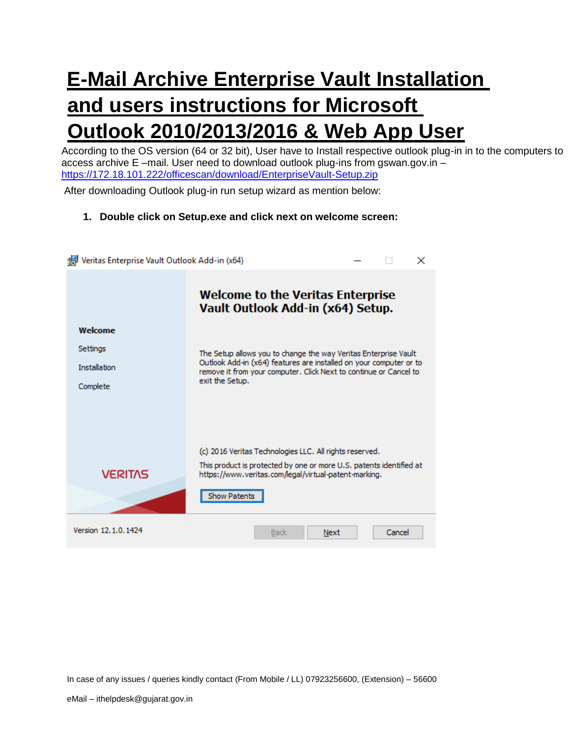# E-Mail Archive Enterprise Vault Installation and users instructions for Microsoft Outlook 2010/2013/2016 & Web App User

According to the OS version (64 or 32 bit), User have to Install respective outlook plug-in in to the computers to access archive E –mail. User need to download outlook plug-ins from gswan.gov.in – https://172.18.101.222/officescan/download/EnterpriseVault-Setup.zip

After downloading Outlook plug-in run setup wizard as mention below:

1. **Double click on Setup.exe and click next on welcome screen:**

Veritas Enterprise Vault Outlook Add-in (x64)

**Welcome to the Veritas Enterprise Vault Outlook Add-in (x64) Setup.**

**Welcome**

Settings

Installation

Complete

The Setup allows you to change the way Veritas Enterprise Vault Outlook Add-in (x64) features are installed on your computer or to remove it from your computer. Click Next to continue or Cancel to exit the Setup.

(c) 2016 Veritas Technologies LLC. All rights reserved.

This product is protected by one or more U.S. patents identified at https://www.veritas.com/legal/virtual-patent-marking.

Show Patents

VERITAS

Version 12.1.0.1424

Back | Next | Cancel

In case of any issues / queries kindly contact (From Mobile / LL) 07923256600, (Extension) – 56600

eMail – ithelpdesk@gujarat.gov.in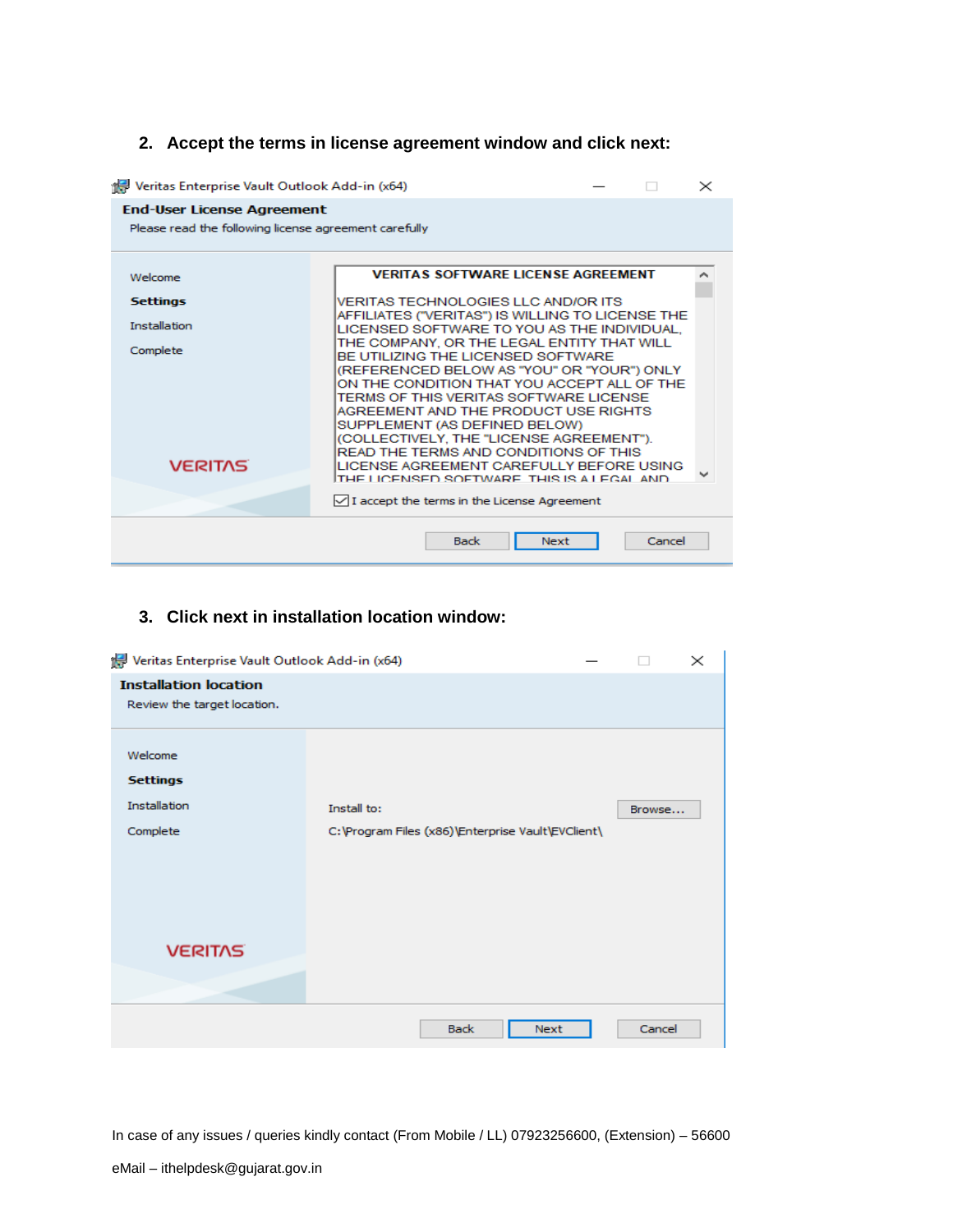2. **Accept the terms in license agreement window and click next:**

Veritas Enterprise Vault Outlook Add-in (x64)

**End-User License Agreement**

Please read the following license agreement carefully

Welcome

**Settings**

Installation

Complete

VERITAS SOFTWARE LICENSE AGREEMENT

VERITAS TECHNOLOGIES LLC AND/OR ITS AFFILIATES ("VERITAS") IS WILLING TO LICENSE THE LICENSED SOFTWARE TO YOU AS THE INDIVIDUAL, THE COMPANY, OR THE LEGAL ENTITY THAT WILL BE UTILIZING THE LICENSED SOFTWARE (REFERENCED BELOW AS "YOU" OR "YOUR") ONLY ON THE CONDITION THAT YOU ACCEPT ALL OF THE TERMS OF THIS VERITAS SOFTWARE LICENSE AGREEMENT AND THE PRODUCT USE RIGHTS SUPPLEMENT (AS DEFINED BELOW) (COLLECTIVELY, THE "LICENSE AGREEMENT"). READ THE TERMS AND CONDITIONS OF THIS LICENSE AGREEMENT CAREFULLY BEFORE USING THE LICENSED SOFTWARE. THIS IS A LEGAL AND

VERITAS

☑ I accept the terms in the License Agreement

Back | Next | Cancel

3. **Click next in installation location window:**

Veritas Enterprise Vault Outlook Add-in (x64)

**Installation location**

Review the target location.

Welcome

**Settings**

Installation

Complete

Install to: Browse...

C:\Program Files (x86)\Enterprise Vault\EVClient\

VERITAS

Back | Next | Cancel

In case of any issues / queries kindly contact (From Mobile / LL) 07923256600, (Extension) – 56600

eMail – ithelpdesk@gujarat.gov.in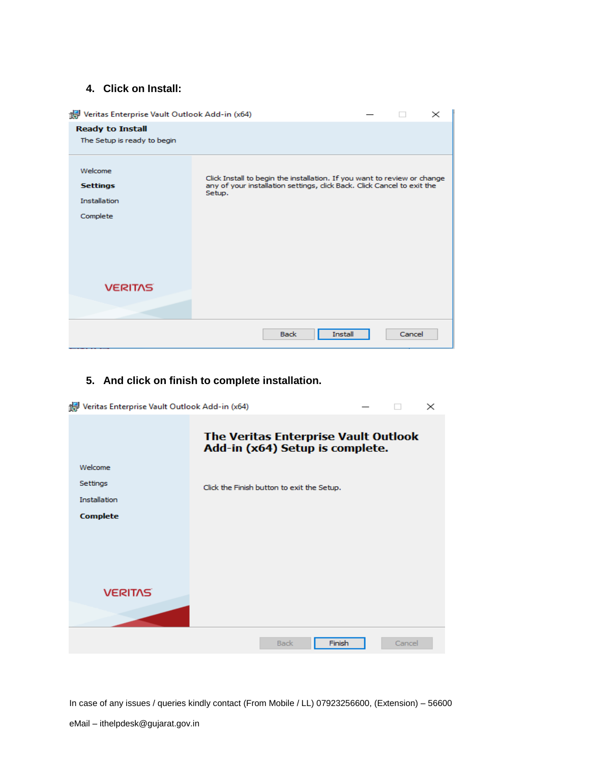4. **Click on Install:**

Veritas Enterprise Vault Outlook Add-in (x64)

**Ready to Install**

The Setup is ready to begin

Welcome

**Settings**

Installation

Complete

Click Install to begin the installation. If you want to review or change any of your installation settings, click Back. Click Cancel to exit the Setup.

VERITAS

Back | Install | Cancel

5. **And click on finish to complete installation.**

Veritas Enterprise Vault Outlook Add-in (x64)

**The Veritas Enterprise Vault Outlook Add-in (x64) Setup is complete.**

Welcome

Settings

Installation

**Complete**

Click the Finish button to exit the Setup.

VERITAS

Back | Finish | Cancel

In case of any issues / queries kindly contact (From Mobile / LL) 07923256600, (Extension) – 56600

eMail – ithelpdesk@gujarat.gov.in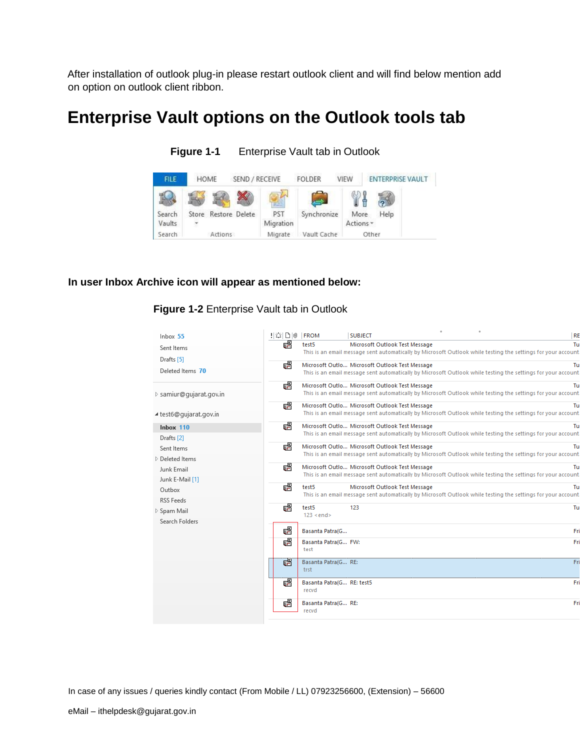After installation of outlook plug-in please restart outlook client and will find below mention add on option on outlook client ribbon.

# Enterprise Vault options on the Outlook tools tab

**Figure 1-1** Enterprise Vault tab in Outlook

**In user Inbox Archive icon will appear as mentioned below:**

**Figure 1-2** Enterprise Vault tab in Outlook

In case of any issues / queries kindly contact (From Mobile / LL) 07923256600, (Extension) – 56600

eMail – ithelpdesk@gujarat.gov.in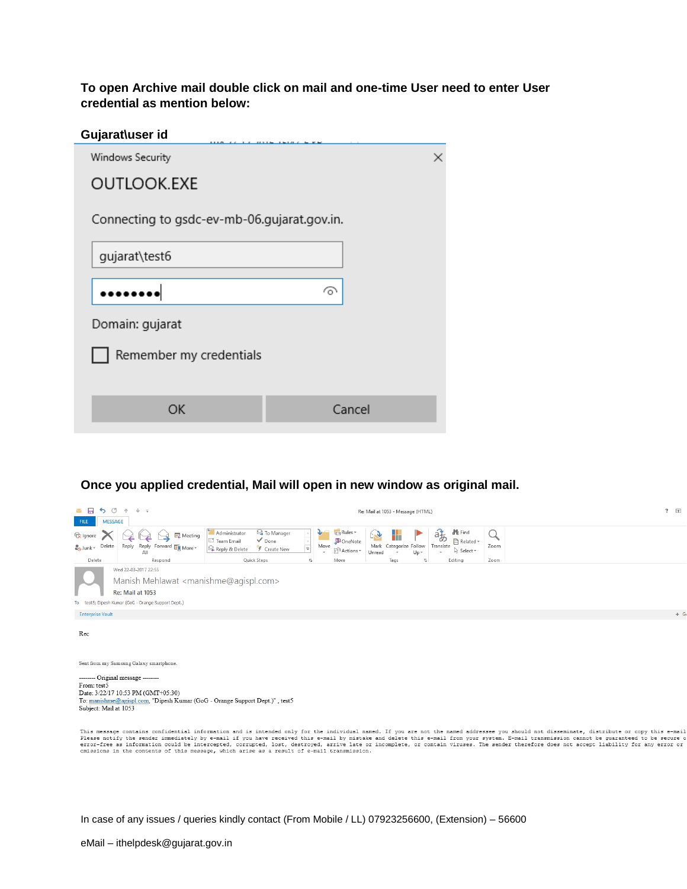**To open Archive mail double click on mail and one-time User need to enter User credential as mention below:**

**Gujarat\user id**

Windows Security

OUTLOOK.EXE

Connecting to gsdc-ev-mb-06.gujarat.gov.in.

gujarat\test6

Domain: gujarat

Remember my credentials

OK Cancel

**Once you applied credential, Mail will open in new window as original mail.**

Re: Mail at 1053 - Message (HTML)

Wed 22-03-2017 22:55

Manish Mehlawat <manishme@agispl.com>

Re: Mail at 1053

To test5; Dipesh Kumar (GoG - Orange Support Dept.)

Enterprise Vault

Rec

Sent from my Samsung Galaxy smartphone.

-------- Original message --------
From: test5
Date: 3/22/17 10:53 PM (GMT+05:30)
To: manishme@agispl.com, "Dipesh Kumar (GoG - Orange Support Dept.)" , test5
Subject: Mail at 1053

This message contains confidential information and is intended only for the individual named. If you are not the named addressee you should not disseminate, distribute or copy this e-mail. Please notify the sender immediately by e-mail if you have received this e-mail by mistake and delete this e-mail from your system. E-mail transmission cannot be guaranteed to be secure or error-free as information could be intercepted, corrupted, lost, destroyed, arrive late or incomplete, or contain viruses. The sender therefore does not accept liability for any error or omissions in the contents of this message, which arise as a result of e-mail transmission.

In case of any issues / queries kindly contact (From Mobile / LL) 07923256600, (Extension) – 56600

eMail – ithelpdesk@gujarat.gov.in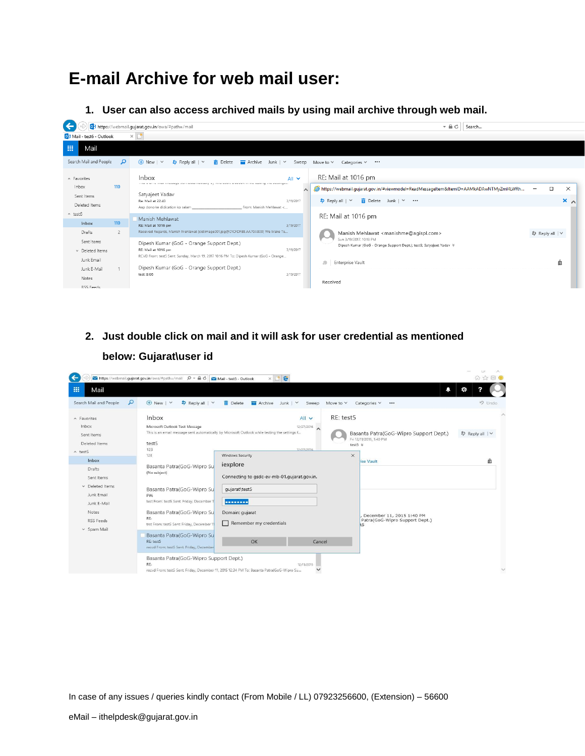# E-mail Archive for web mail user:

1. **User can also access archived mails by using mail archive through web mail.**

2. **Just double click on mail and it will ask for user credential as mentioned below: Gujarat\user id**

In case of any issues / queries kindly contact (From Mobile / LL) 07923256600, (Extension) – 56600

eMail – ithelpdesk@gujarat.gov.in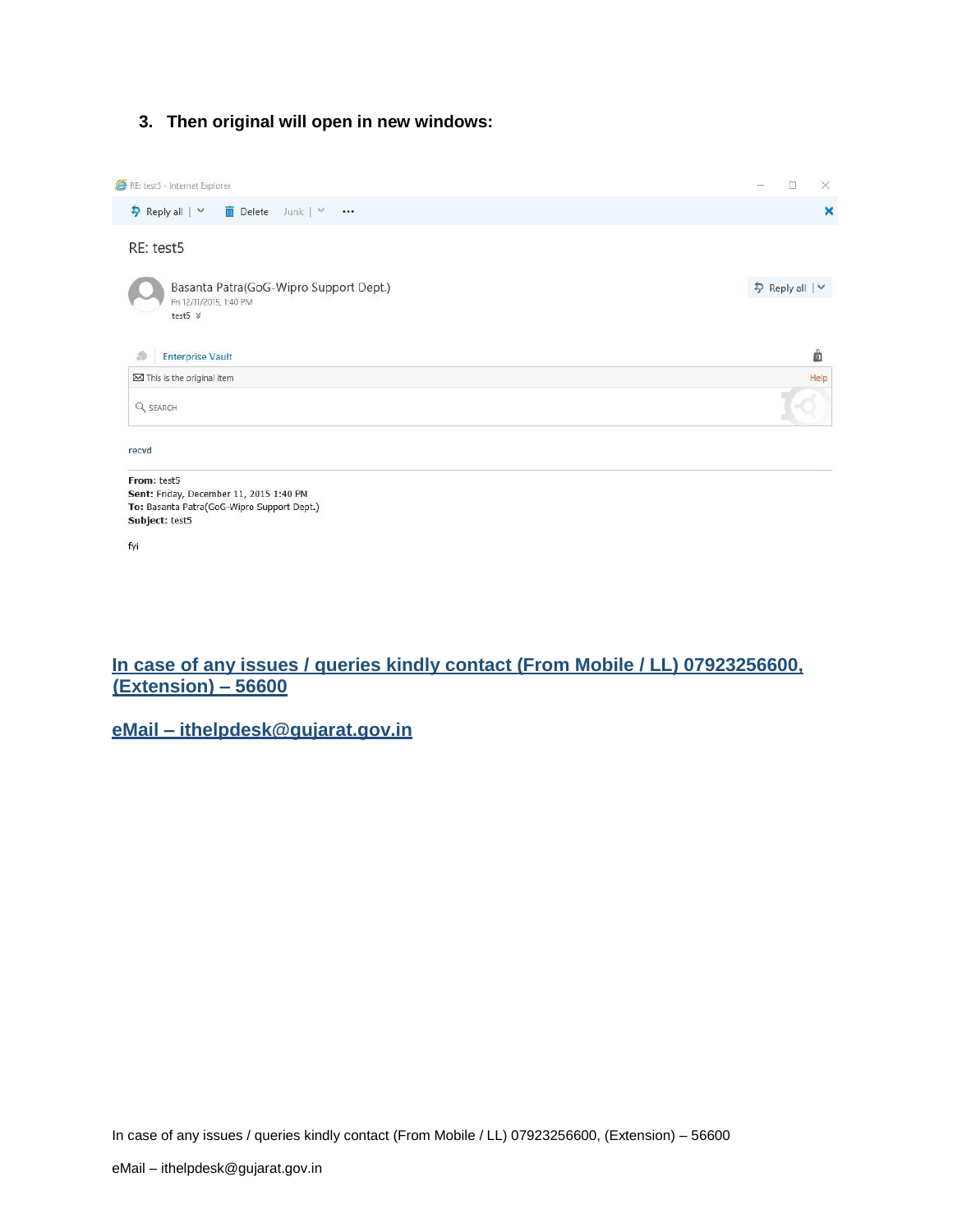3. **Then original will open in new windows:**

RE: test5 - Internet Explorer

Reply all | Delete Junk | ...

RE: test5

Basanta Patra(GoG-Wipro Support Dept.)
Fri 12/11/2015, 1:40 PM
test5

Enterprise Vault

This is the original item

Help

SEARCH

recvd

**From**: test5
**Sent:** Friday, December 11, 2015 1:40 PM
**To:** Basanta Patra(GoG-Wipro Support Dept.)
**Subject**: test5

fyi

**In case of any issues / queries kindly contact (From Mobile / LL) 07923256600, (Extension) – 56600**

**eMail – ithelpdesk@gujarat.gov.in**